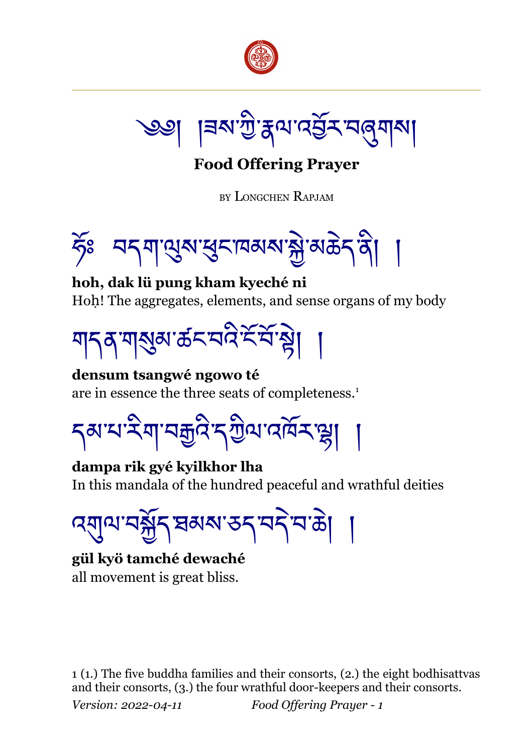# ༄༅། །ཟས་ཀྱི་རྣལ་འབྱོར་བཞུགས།

## Food Offering Prayer

BY LONGCHEN RAPJAM

ཧོཿ བདག་ལུས་ཕུང་ཁམས་སྐྱེ་མཆེད་ནི། །

**hoh, dak lü pung kham kyeché ni**
Hoḥ! The aggregates, elements, and sense organs of my body

གདན་གསུམ་ཚང་བའི་ངོ་བོ་སྟེ། །

**densum tsangwé ngowo té**
are in essence the three seats of completeness.[1]

དམ་པ་རིག་བརྒྱའི་དཀྱིལ་འཁོར་ལྷ། །

**dampa rik gyé kyilkhor lha**
In this mandala of the hundred peaceful and wrathful deities

འགྱུལ་བསྐྱོད་ཐམས་ཅད་བདེ་བ་ཆེ། །

**gül kyö tamché dewaché**
all movement is great bliss.

1 (1.) The five buddha families and their consorts, (2.) the eight bodhisattvas and their consorts, (3.) the four wrathful door-keepers and their consorts.

*Version: 2022-04-11*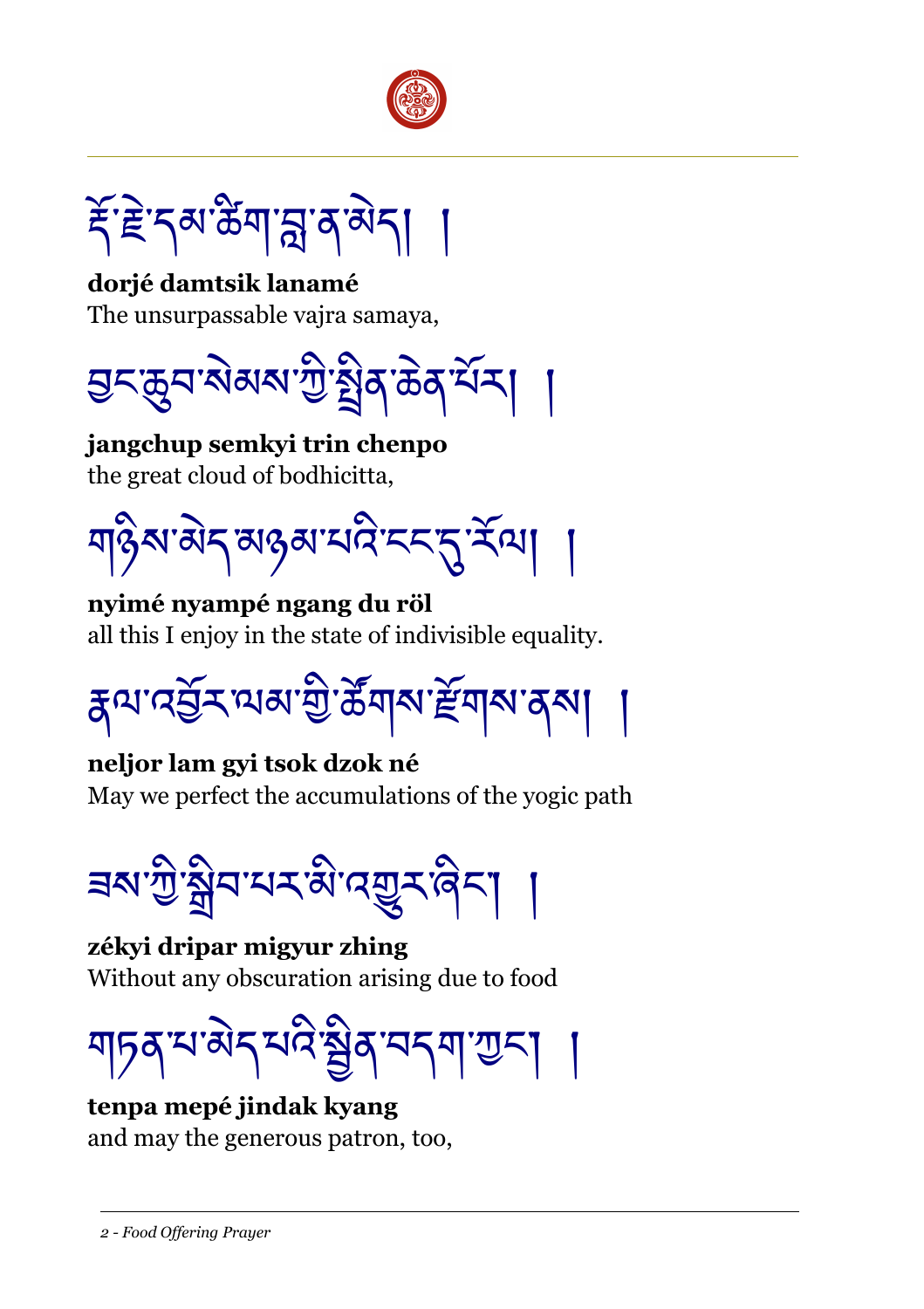རྡོ་རྗེ་དམ་ཚིག་བླ་ན་མེད། །

**dorjé damtsik lanamé**
The unsurpassable vajra samaya,

བྱང་ཆུབ་སེམས་ཀྱི་སྤྲིན་ཆེན་པོར། །

**jangchup semkyi trin chenpo**
the great cloud of bodhicitta,

གཉིས་མེད་མཉམ་པའི་ངང་དུ་རོལ། །

**nyimé nyampé ngang du röl**
all this I enjoy in the state of indivisible equality.

རྣལ་འབྱོར་ལམ་གྱི་ཚོགས་རྫོགས་ནས། །

**neljor lam gyi tsok dzok né**
May we perfect the accumulations of the yogic path

ཟས་ཀྱི་སྒྲིབ་པར་མི་འགྱུར་ཞིང་། །

**zékyi dripar migyur zhing**
Without any obscuration arising due to food

གཏན་པ་མེད་པའི་སྦྱིན་བདག་ཀྱང་། །

**tenpa mepé jindak kyang**
and may the generous patron, too,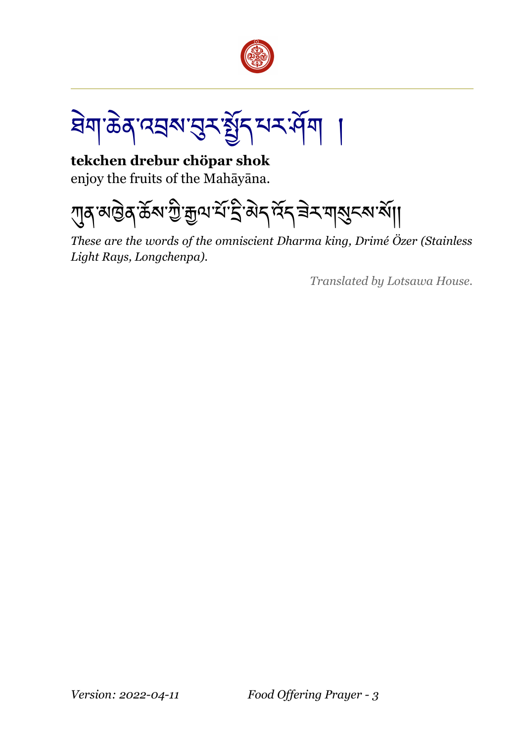ཐེག་ཆེན་འབྲས་བུར་སྤྱོད་པར་ཤོག །

**tekchen drebur chöpar shok**
enjoy the fruits of the Mahāyāna.

ཀུན་མཁྱེན་ཆོས་ཀྱི་རྒྱལ་པོ་དྲི་མེད་འོད་ཟེར་གསུངས་སོ།།

*These are the words of the omniscient Dharma king, Drimé Özer (Stainless Light Rays, Longchenpa).*

*Translated by Lotsawa House.*